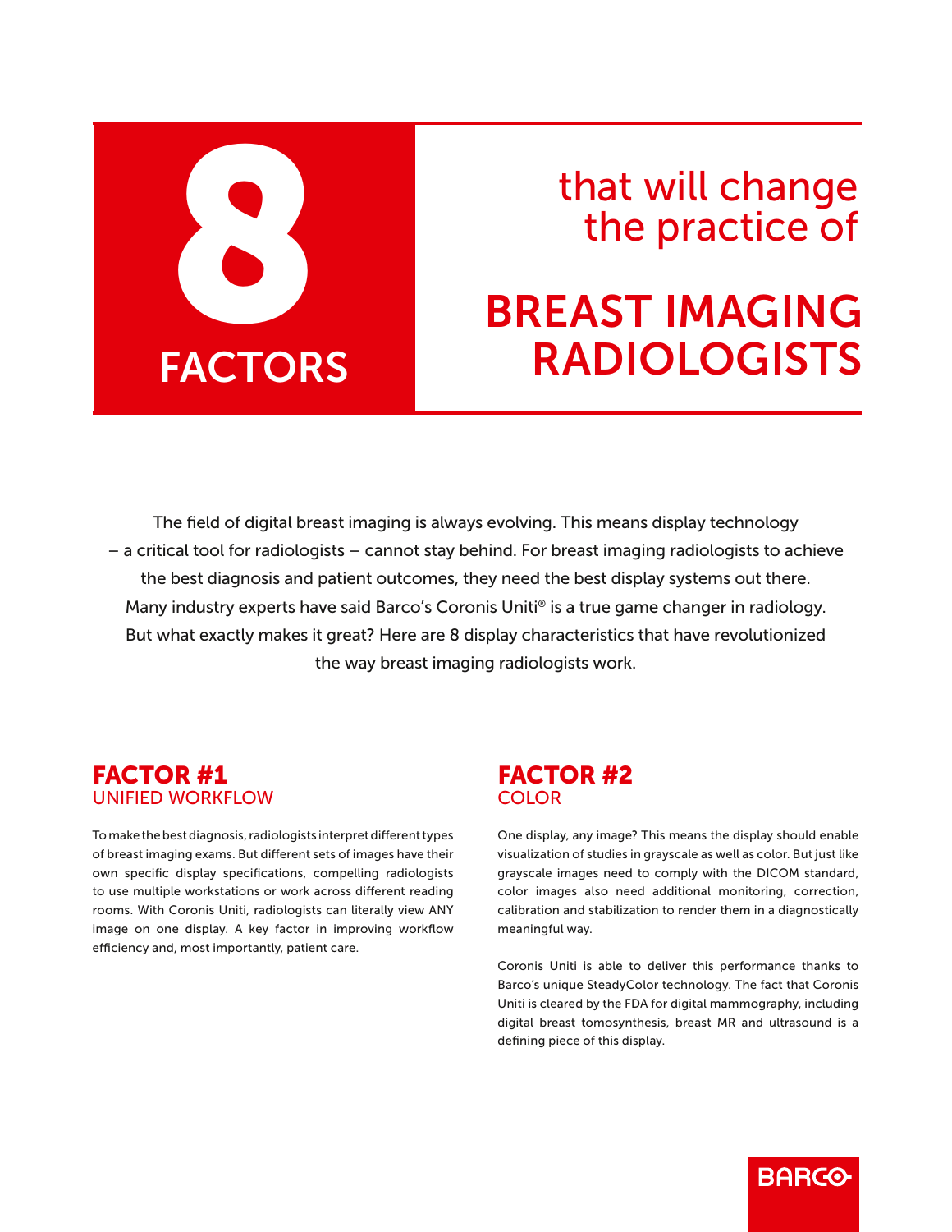# 8 FACTORS that will change the practice of BREAST IMAGING RADIOLOGISTS

The field of digital breast imaging is always evolving. This means display technology – a critical tool for radiologists – cannot stay behind. For breast imaging radiologists to achieve the best diagnosis and patient outcomes, they need the best display systems out there. Many industry experts have said Barco's Coronis Uniti® is a true game changer in radiology. But what exactly makes it great? Here are 8 display characteristics that have revolutionized the way breast imaging radiologists work.

## FACTOR #1
### UNIFIED WORKFLOW

To make the best diagnosis, radiologists interpret different types of breast imaging exams. But different sets of images have their own specific display specifications, compelling radiologists to use multiple workstations or work across different reading rooms. With Coronis Uniti, radiologists can literally view ANY image on one display. A key factor in improving workflow efficiency and, most importantly, patient care.

## FACTOR #2
### COLOR

One display, any image? This means the display should enable visualization of studies in grayscale as well as color. But just like grayscale images need to comply with the DICOM standard, color images also need additional monitoring, correction, calibration and stabilization to render them in a diagnostically meaningful way.

Coronis Uniti is able to deliver this performance thanks to Barco's unique SteadyColor technology. The fact that Coronis Uniti is cleared by the FDA for digital mammography, including digital breast tomosynthesis, breast MR and ultrasound is a defining piece of this display.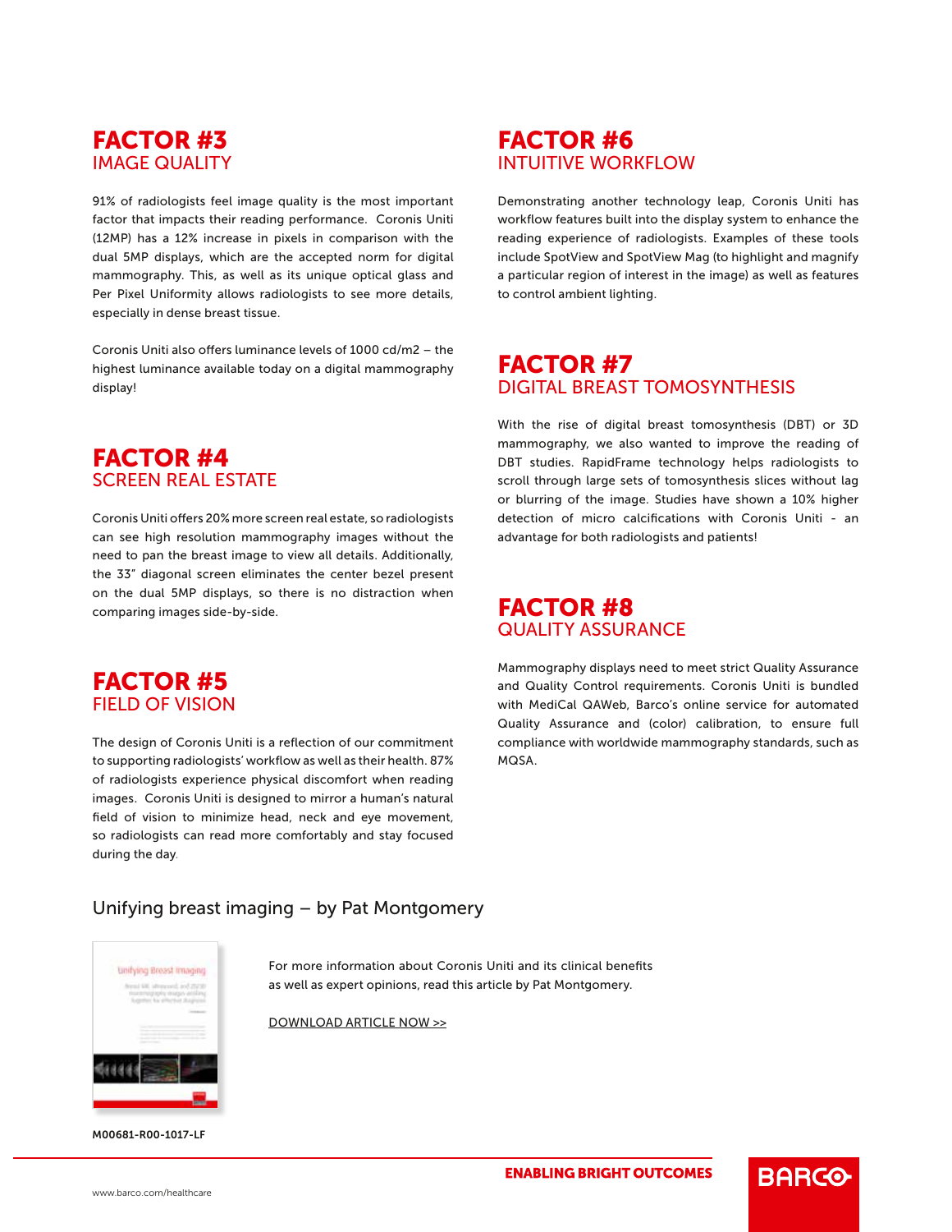## FACTOR #3
### IMAGE QUALITY

91% of radiologists feel image quality is the most important factor that impacts their reading performance. Coronis Uniti (12MP) has a 12% increase in pixels in comparison with the dual 5MP displays, which are the accepted norm for digital mammography. This, as well as its unique optical glass and Per Pixel Uniformity allows radiologists to see more details, especially in dense breast tissue.

Coronis Uniti also offers luminance levels of 1000 cd/m2 – the highest luminance available today on a digital mammography display!

## FACTOR #4
### SCREEN REAL ESTATE

Coronis Uniti offers 20% more screen real estate, so radiologists can see high resolution mammography images without the need to pan the breast image to view all details. Additionally, the 33" diagonal screen eliminates the center bezel present on the dual 5MP displays, so there is no distraction when comparing images side-by-side.

## FACTOR #5
### FIELD OF VISION

The design of Coronis Uniti is a reflection of our commitment to supporting radiologists' workflow as well as their health. 87% of radiologists experience physical discomfort when reading images. Coronis Uniti is designed to mirror a human's natural field of vision to minimize head, neck and eye movement, so radiologists can read more comfortably and stay focused during the day.

## FACTOR #6
### INTUITIVE WORKFLOW

Demonstrating another technology leap, Coronis Uniti has workflow features built into the display system to enhance the reading experience of radiologists. Examples of these tools include SpotView and SpotView Mag (to highlight and magnify a particular region of interest in the image) as well as features to control ambient lighting.

## FACTOR #7
### DIGITAL BREAST TOMOSYNTHESIS

With the rise of digital breast tomosynthesis (DBT) or 3D mammography, we also wanted to improve the reading of DBT studies. RapidFrame technology helps radiologists to scroll through large sets of tomosynthesis slices without lag or blurring of the image. Studies have shown a 10% higher detection of micro calcifications with Coronis Uniti - an advantage for both radiologists and patients!

## FACTOR #8
### QUALITY ASSURANCE

Mammography displays need to meet strict Quality Assurance and Quality Control requirements. Coronis Uniti is bundled with MediCal QAWeb, Barco's online service for automated Quality Assurance and (color) calibration, to ensure full compliance with worldwide mammography standards, such as MQSA.

### Unifying breast imaging – by Pat Montgomery

For more information about Coronis Uniti and its clinical benefits as well as expert opinions, read this article by Pat Montgomery.

DOWNLOAD ARTICLE NOW >>

M00681-R00-1017-LF

ENABLING BRIGHT OUTCOMES

BARCO

www.barco.com/healthcare